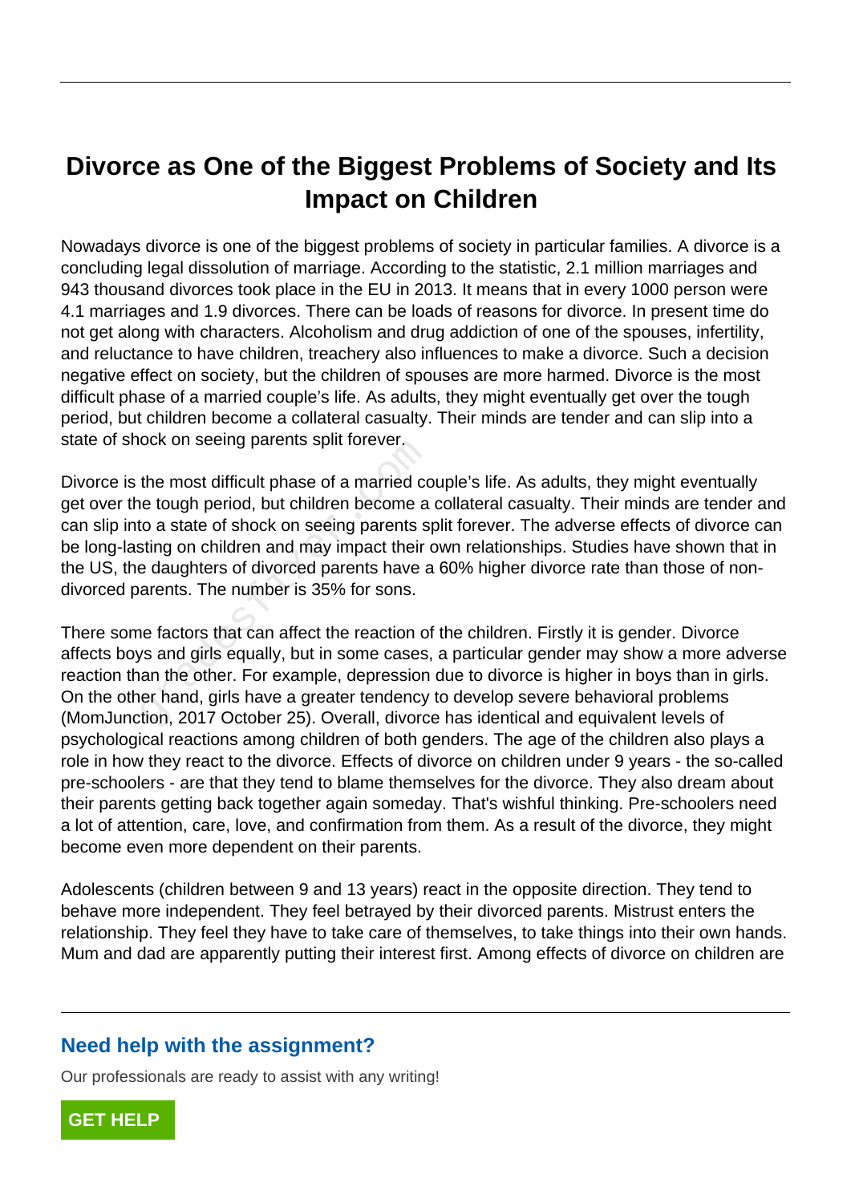# Divorce as One of the Biggest Problems of Society and Its Impact on Children

Nowadays divorce is one of the biggest problems of society in particular families. A divorce is a concluding legal dissolution of marriage. According to the statistic, 2.1 million marriages and 943 thousand divorces took place in the EU in 2013. It means that in every 1000 person were 4.1 marriages and 1.9 divorces. There can be loads of reasons for divorce. In present time do not get along with characters. Alcoholism and drug addiction of one of the spouses, infertility, and reluctance to have children, treachery also influences to make a divorce. Such a decision negative effect on society, but the children of spouses are more harmed. Divorce is the most difficult phase of a married couple's life. As adults, they might eventually get over the tough period, but children become a collateral casualty. Their minds are tender and can slip into a state of shock on seeing parents split forever.

Divorce is the most difficult phase of a married couple's life. As adults, they might eventually get over the tough period, but children become a collateral casualty. Their minds are tender and can slip into a state of shock on seeing parents split forever. The adverse effects of divorce can be long-lasting on children and may impact their own relationships. Studies have shown that in the US, the daughters of divorced parents have a 60% higher divorce rate than those of non-divorced parents. The number is 35% for sons.

There some factors that can affect the reaction of the children. Firstly it is gender. Divorce affects boys and girls equally, but in some cases, a particular gender may show a more adverse reaction than the other. For example, depression due to divorce is higher in boys than in girls. On the other hand, girls have a greater tendency to develop severe behavioral problems (MomJunction, 2017 October 25). Overall, divorce has identical and equivalent levels of psychological reactions among children of both genders. The age of the children also plays a role in how they react to the divorce. Effects of divorce on children under 9 years - the so-called pre-schoolers - are that they tend to blame themselves for the divorce. They also dream about their parents getting back together again someday. That's wishful thinking. Pre-schoolers need a lot of attention, care, love, and confirmation from them. As a result of the divorce, they might become even more dependent on their parents.

Adolescents (children between 9 and 13 years) react in the opposite direction. They tend to behave more independent. They feel betrayed by their divorced parents. Mistrust enters the relationship. They feel they have to take care of themselves, to take things into their own hands. Mum and dad are apparently putting their interest first. Among effects of divorce on children are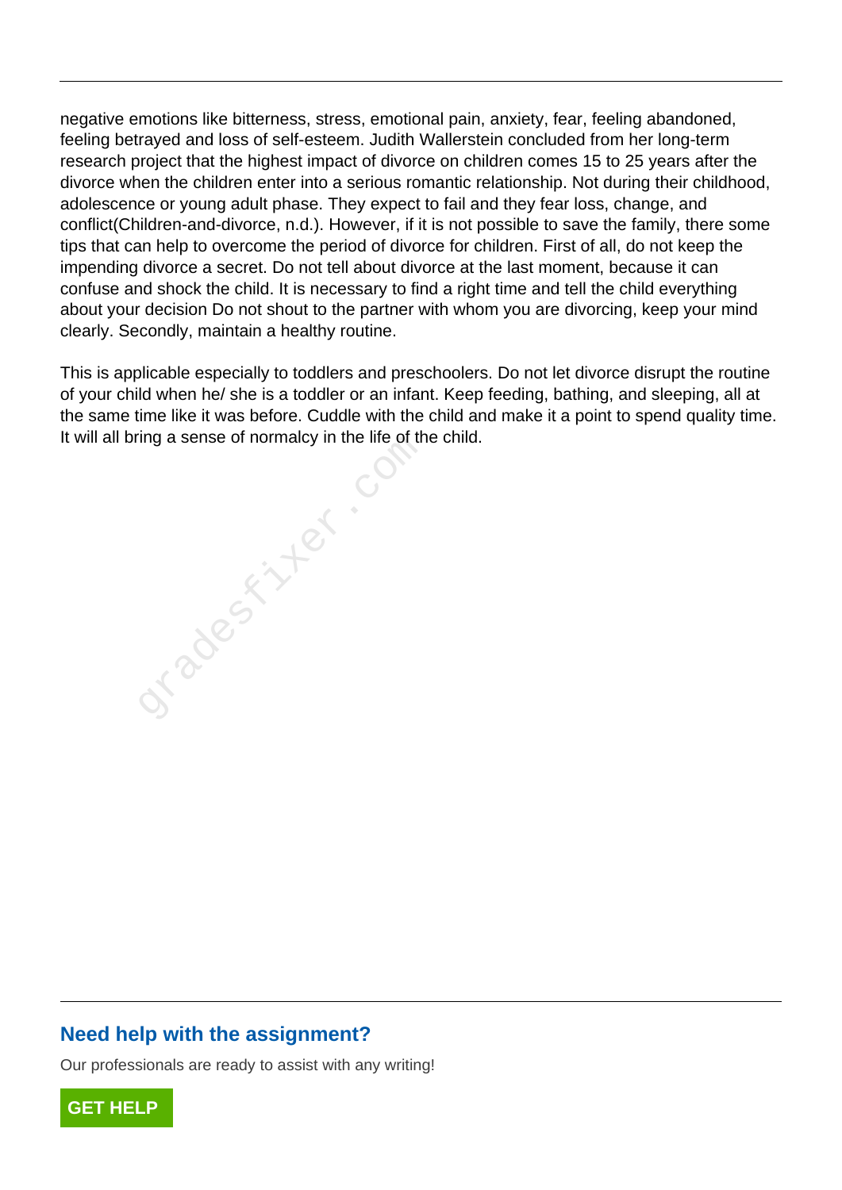negative emotions like bitterness, stress, emotional pain, anxiety, fear, feeling abandoned, feeling betrayed and loss of self-esteem. Judith Wallerstein concluded from her long-term research project that the highest impact of divorce on children comes 15 to 25 years after the divorce when the children enter into a serious romantic relationship. Not during their childhood, adolescence or young adult phase. They expect to fail and they fear loss, change, and conflict(Children-and-divorce, n.d.). However, if it is not possible to save the family, there some tips that can help to overcome the period of divorce for children. First of all, do not keep the impending divorce a secret. Do not tell about divorce at the last moment, because it can confuse and shock the child. It is necessary to find a right time and tell the child everything about your decision Do not shout to the partner with whom you are divorcing, keep your mind clearly. Secondly, maintain a healthy routine.

This is applicable especially to toddlers and preschoolers. Do not let divorce disrupt the routine of your child when he/ she is a toddler or an infant. Keep feeding, bathing, and sleeping, all at the same time like it was before. Cuddle with the child and make it a point to spend quality time. It will all bring a sense of normalcy in the life of the child.